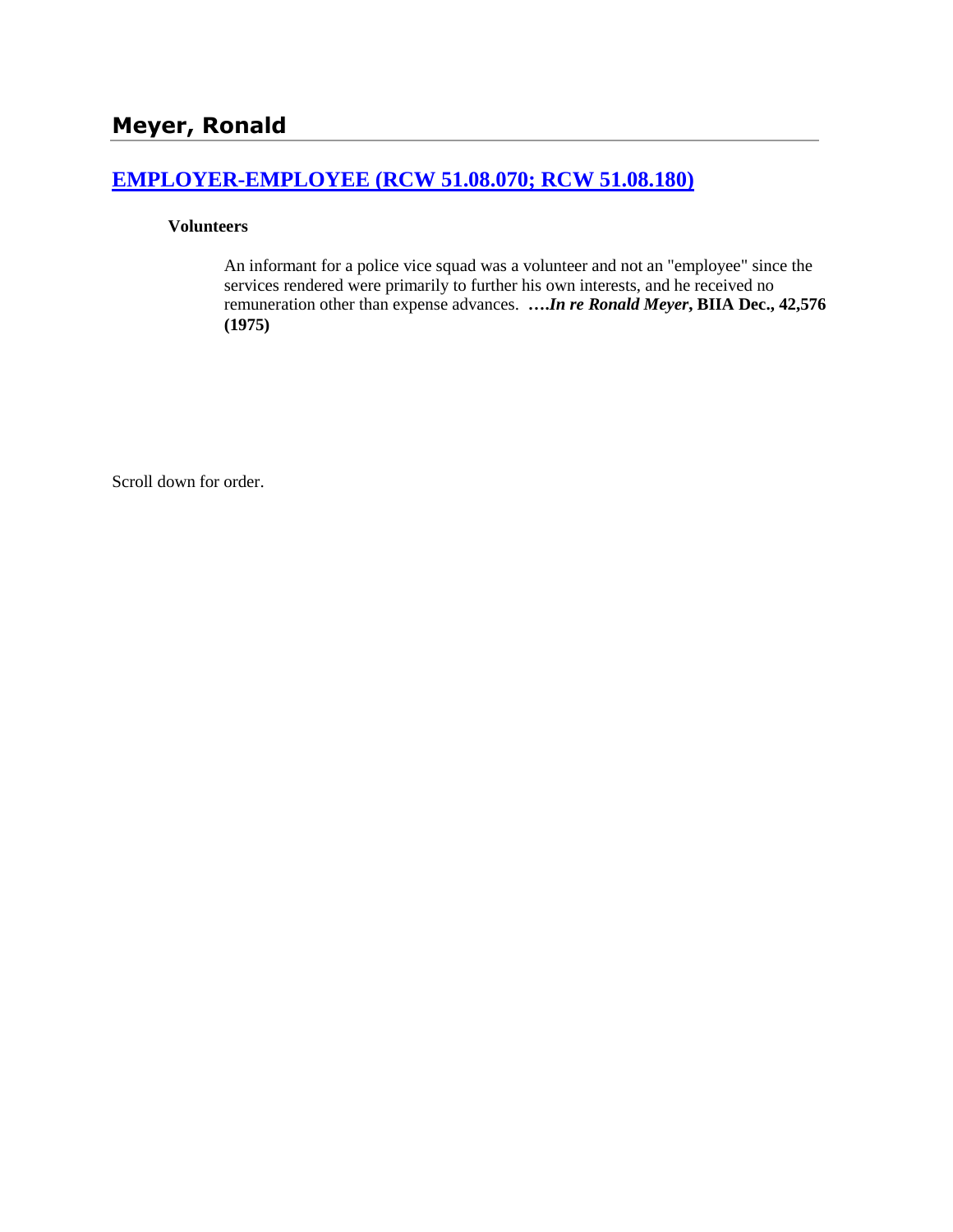# Meyer, Ronald

## [EMPLOYER-EMPLOYEE (RCW 51.08.070; RCW 51.08.180)]

**Volunteers**

An informant for a police vice squad was a volunteer and not an "employee" since the services rendered were primarily to further his own interests, and he received no remuneration other than expense advances. ****….In re Ronald Meyer*, BIIA Dec., 42,576 (1975)**

Scroll down for order.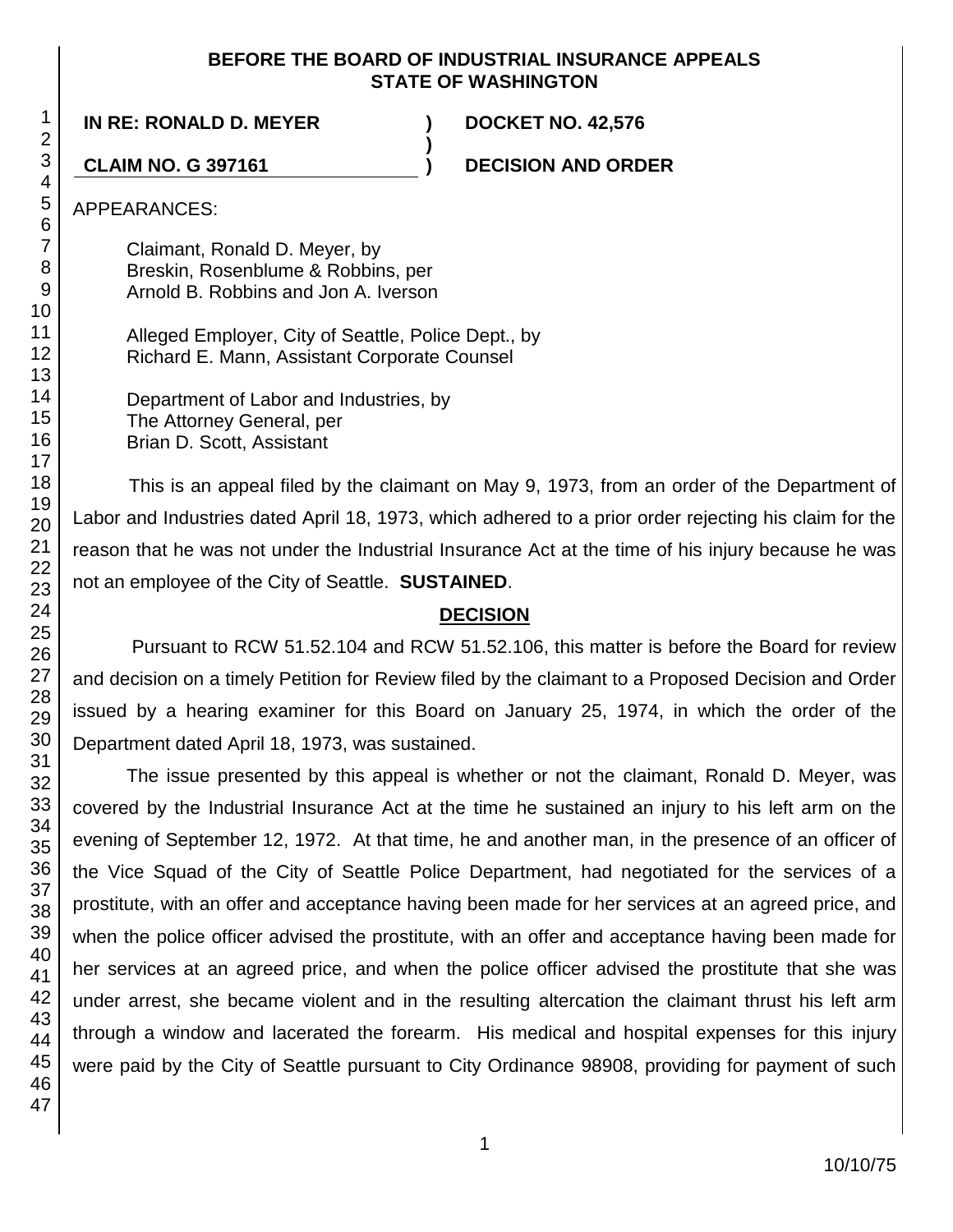**BEFORE THE BOARD OF INDUSTRIAL INSURANCE APPEALS**
**STATE OF WASHINGTON**

**IN RE: RONALD D. MEYER** ) **DOCKET NO. 42,576**
)
**CLAIM NO. G 397161** ) **DECISION AND ORDER**

APPEARANCES:

Claimant, Ronald D. Meyer, by
Breskin, Rosenblume & Robbins, per
Arnold B. Robbins and Jon A. Iverson

Alleged Employer, City of Seattle, Police Dept., by
Richard E. Mann, Assistant Corporate Counsel

Department of Labor and Industries, by
The Attorney General, per
Brian D. Scott, Assistant

This is an appeal filed by the claimant on May 9, 1973, from an order of the Department of Labor and Industries dated April 18, 1973, which adhered to a prior order rejecting his claim for the reason that he was not under the Industrial Insurance Act at the time of his injury because he was not an employee of the City of Seattle. **SUSTAINED**.

## DECISION

Pursuant to RCW 51.52.104 and RCW 51.52.106, this matter is before the Board for review and decision on a timely Petition for Review filed by the claimant to a Proposed Decision and Order issued by a hearing examiner for this Board on January 25, 1974, in which the order of the Department dated April 18, 1973, was sustained.

The issue presented by this appeal is whether or not the claimant, Ronald D. Meyer, was covered by the Industrial Insurance Act at the time he sustained an injury to his left arm on the evening of September 12, 1972. At that time, he and another man, in the presence of an officer of the Vice Squad of the City of Seattle Police Department, had negotiated for the services of a prostitute, with an offer and acceptance having been made for her services at an agreed price, and when the police officer advised the prostitute, with an offer and acceptance having been made for her services at an agreed price, and when the police officer advised the prostitute that she was under arrest, she became violent and in the resulting altercation the claimant thrust his left arm through a window and lacerated the forearm. His medical and hospital expenses for this injury were paid by the City of Seattle pursuant to City Ordinance 98908, providing for payment of such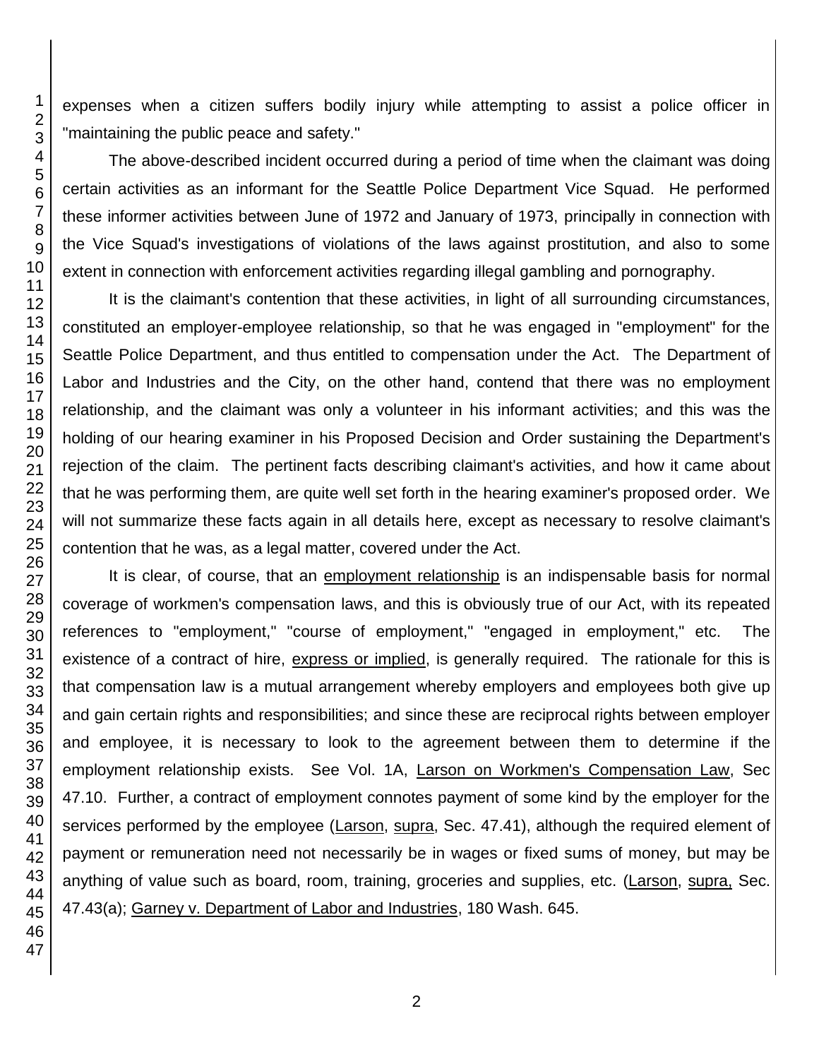expenses when a citizen suffers bodily injury while attempting to assist a police officer in "maintaining the public peace and safety."

The above-described incident occurred during a period of time when the claimant was doing certain activities as an informant for the Seattle Police Department Vice Squad. He performed these informer activities between June of 1972 and January of 1973, principally in connection with the Vice Squad's investigations of violations of the laws against prostitution, and also to some extent in connection with enforcement activities regarding illegal gambling and pornography.

It is the claimant's contention that these activities, in light of all surrounding circumstances, constituted an employer-employee relationship, so that he was engaged in "employment" for the Seattle Police Department, and thus entitled to compensation under the Act. The Department of Labor and Industries and the City, on the other hand, contend that there was no employment relationship, and the claimant was only a volunteer in his informant activities; and this was the holding of our hearing examiner in his Proposed Decision and Order sustaining the Department's rejection of the claim. The pertinent facts describing claimant's activities, and how it came about that he was performing them, are quite well set forth in the hearing examiner's proposed order. We will not summarize these facts again in all details here, except as necessary to resolve claimant's contention that he was, as a legal matter, covered under the Act.

It is clear, of course, that an employment relationship is an indispensable basis for normal coverage of workmen's compensation laws, and this is obviously true of our Act, with its repeated references to "employment," "course of employment," "engaged in employment," etc. The existence of a contract of hire, express or implied, is generally required. The rationale for this is that compensation law is a mutual arrangement whereby employers and employees both give up and gain certain rights and responsibilities; and since these are reciprocal rights between employer and employee, it is necessary to look to the agreement between them to determine if the employment relationship exists. See Vol. 1A, Larson on Workmen's Compensation Law, Sec 47.10. Further, a contract of employment connotes payment of some kind by the employer for the services performed by the employee (Larson, supra, Sec. 47.41), although the required element of payment or remuneration need not necessarily be in wages or fixed sums of money, but may be anything of value such as board, room, training, groceries and supplies, etc. (Larson, supra, Sec. 47.43(a); Garney v. Department of Labor and Industries, 180 Wash. 645.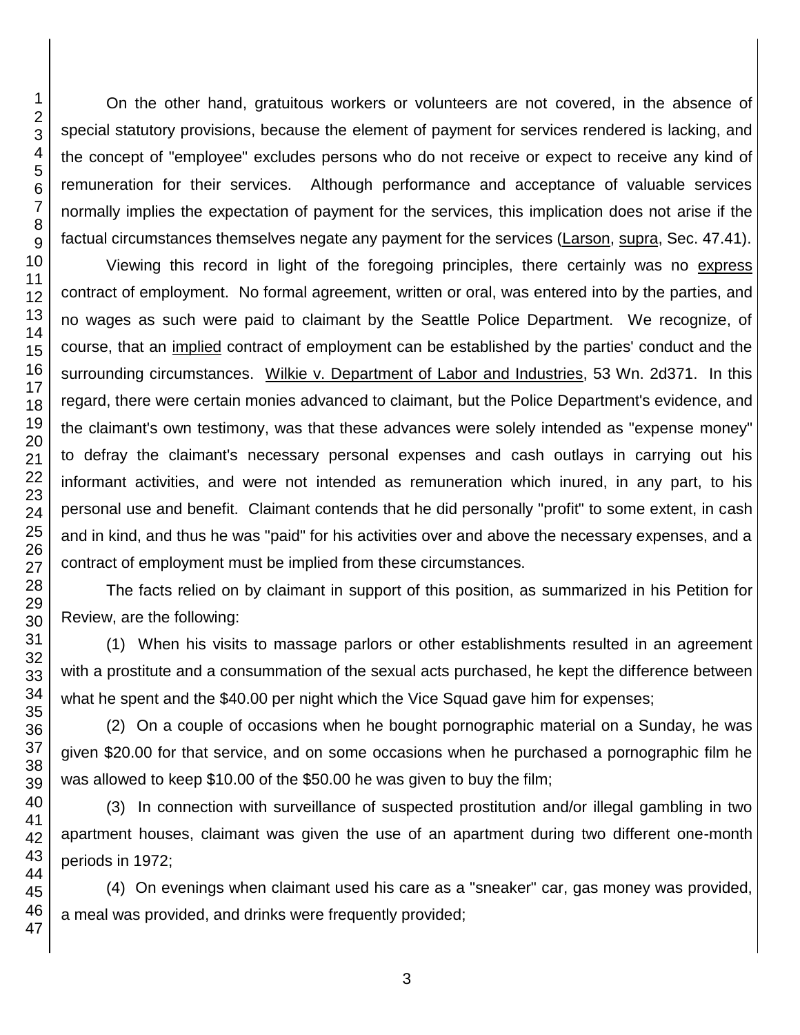On the other hand, gratuitous workers or volunteers are not covered, in the absence of special statutory provisions, because the element of payment for services rendered is lacking, and the concept of "employee" excludes persons who do not receive or expect to receive any kind of remuneration for their services. Although performance and acceptance of valuable services normally implies the expectation of payment for the services, this implication does not arise if the factual circumstances themselves negate any payment for the services (Larson, supra, Sec. 47.41).

Viewing this record in light of the foregoing principles, there certainly was no express contract of employment. No formal agreement, written or oral, was entered into by the parties, and no wages as such were paid to claimant by the Seattle Police Department. We recognize, of course, that an implied contract of employment can be established by the parties' conduct and the surrounding circumstances. Wilkie v. Department of Labor and Industries, 53 Wn. 2d371. In this regard, there were certain monies advanced to claimant, but the Police Department's evidence, and the claimant's own testimony, was that these advances were solely intended as "expense money" to defray the claimant's necessary personal expenses and cash outlays in carrying out his informant activities, and were not intended as remuneration which inured, in any part, to his personal use and benefit. Claimant contends that he did personally "profit" to some extent, in cash and in kind, and thus he was "paid" for his activities over and above the necessary expenses, and a contract of employment must be implied from these circumstances.

The facts relied on by claimant in support of this position, as summarized in his Petition for Review, are the following:

(1) When his visits to massage parlors or other establishments resulted in an agreement with a prostitute and a consummation of the sexual acts purchased, he kept the difference between what he spent and the $40.00 per night which the Vice Squad gave him for expenses;

(2) On a couple of occasions when he bought pornographic material on a Sunday, he was given $20.00 for that service, and on some occasions when he purchased a pornographic film he was allowed to keep $10.00 of the $50.00 he was given to buy the film;

(3) In connection with surveillance of suspected prostitution and/or illegal gambling in two apartment houses, claimant was given the use of an apartment during two different one-month periods in 1972;

(4) On evenings when claimant used his care as a "sneaker" car, gas money was provided, a meal was provided, and drinks were frequently provided;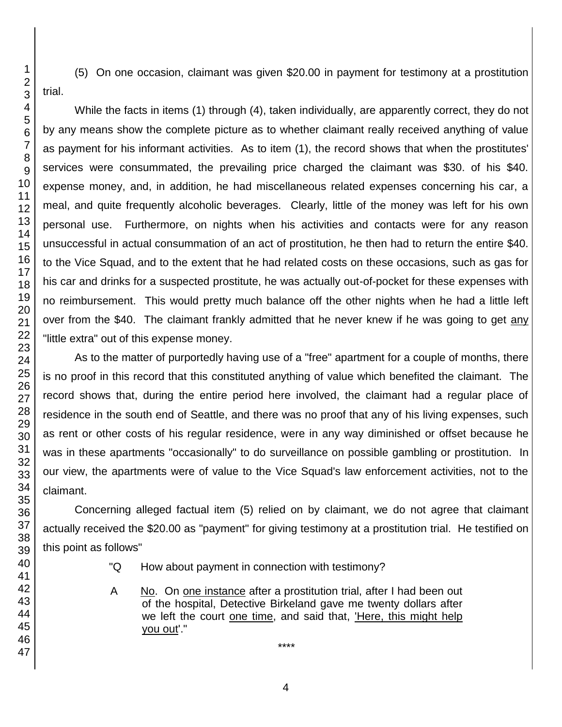(5) On one occasion, claimant was given $20.00 in payment for testimony at a prostitution trial.

While the facts in items (1) through (4), taken individually, are apparently correct, they do not by any means show the complete picture as to whether claimant really received anything of value as payment for his informant activities. As to item (1), the record shows that when the prostitutes' services were consummated, the prevailing price charged the claimant was $30. of his $40. expense money, and, in addition, he had miscellaneous related expenses concerning his car, a meal, and quite frequently alcoholic beverages. Clearly, little of the money was left for his own personal use. Furthermore, on nights when his activities and contacts were for any reason unsuccessful in actual consummation of an act of prostitution, he then had to return the entire $40. to the Vice Squad, and to the extent that he had related costs on these occasions, such as gas for his car and drinks for a suspected prostitute, he was actually out-of-pocket for these expenses with no reimbursement. This would pretty much balance off the other nights when he had a little left over from the $40. The claimant frankly admitted that he never knew if he was going to get <u>any</u> "little extra" out of this expense money.

As to the matter of purportedly having use of a "free" apartment for a couple of months, there is no proof in this record that this constituted anything of value which benefited the claimant. The record shows that, during the entire period here involved, the claimant had a regular place of residence in the south end of Seattle, and there was no proof that any of his living expenses, such as rent or other costs of his regular residence, were in any way diminished or offset because he was in these apartments "occasionally" to do surveillance on possible gambling or prostitution. In our view, the apartments were of value to the Vice Squad's law enforcement activities, not to the claimant.

Concerning alleged factual item (5) relied on by claimant, we do not agree that claimant actually received the $20.00 as "payment" for giving testimony at a prostitution trial. He testified on this point as follows"

> "Q How about payment in connection with testimony?
>
> A <u>No</u>. On <u>one instance</u> after a prostitution trial, after I had been out of the hospital, Detective Birkeland gave me twenty dollars after we left the court <u>one time</u>, and said that, <u>'Here, this might help you out'</u>."
>
> ****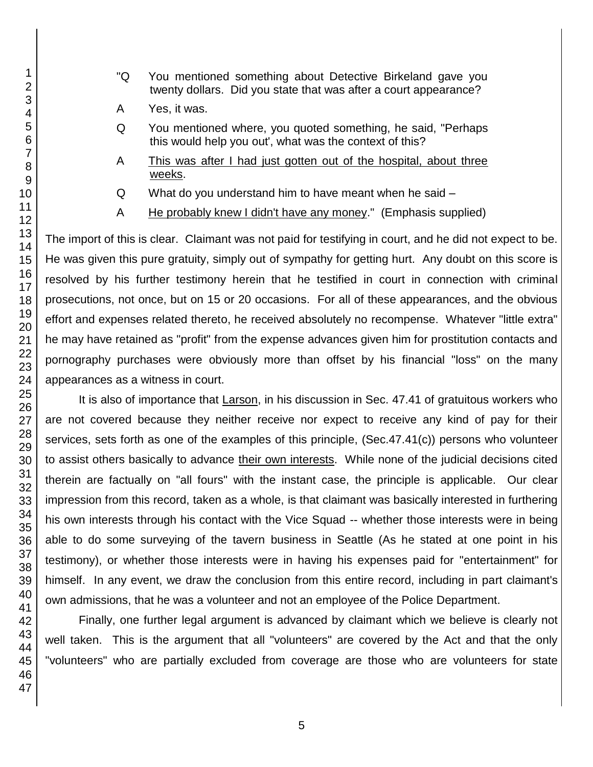"Q You mentioned something about Detective Birkeland gave you twenty dollars. Did you state that was after a court appearance?

A Yes, it was.

Q You mentioned where, you quoted something, he said, "Perhaps this would help you out', what was the context of this?

A <u>This was after I had just gotten out of the hospital, about three weeks</u>.

Q What do you understand him to have meant when he said –

A <u>He probably knew I didn't have any money</u>." (Emphasis supplied)

The import of this is clear. Claimant was not paid for testifying in court, and he did not expect to be. He was given this pure gratuity, simply out of sympathy for getting hurt. Any doubt on this score is resolved by his further testimony herein that he testified in court in connection with criminal prosecutions, not once, but on 15 or 20 occasions. For all of these appearances, and the obvious effort and expenses related thereto, he received absolutely no recompense. Whatever "little extra" he may have retained as "profit" from the expense advances given him for prostitution contacts and pornography purchases were obviously more than offset by his financial "loss" on the many appearances as a witness in court.

It is also of importance that <u>Larson</u>, in his discussion in Sec. 47.41 of gratuitous workers who are not covered because they neither receive nor expect to receive any kind of pay for their services, sets forth as one of the examples of this principle, (Sec.47.41(c)) persons who volunteer to assist others basically to advance <u>their own interests</u>. While none of the judicial decisions cited therein are factually on "all fours" with the instant case, the principle is applicable. Our clear impression from this record, taken as a whole, is that claimant was basically interested in furthering his own interests through his contact with the Vice Squad -- whether those interests were in being able to do some surveying of the tavern business in Seattle (As he stated at one point in his testimony), or whether those interests were in having his expenses paid for "entertainment" for himself. In any event, we draw the conclusion from this entire record, including in part claimant's own admissions, that he was a volunteer and not an employee of the Police Department.

Finally, one further legal argument is advanced by claimant which we believe is clearly not well taken. This is the argument that all "volunteers" are covered by the Act and that the only "volunteers" who are partially excluded from coverage are those who are volunteers for state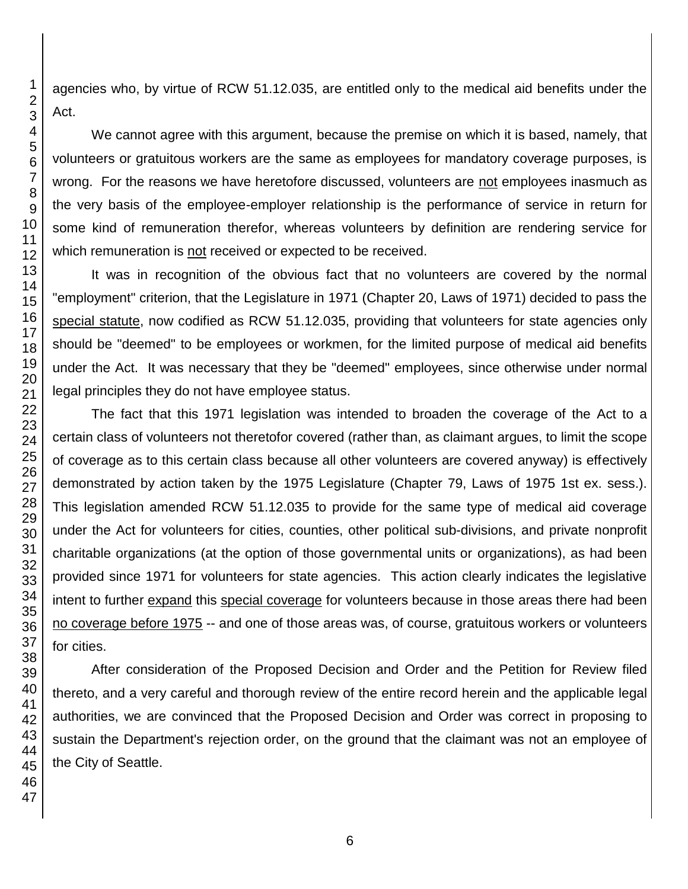agencies who, by virtue of RCW 51.12.035, are entitled only to the medical aid benefits under the Act.

We cannot agree with this argument, because the premise on which it is based, namely, that volunteers or gratuitous workers are the same as employees for mandatory coverage purposes, is wrong. For the reasons we have heretofore discussed, volunteers are <u>not</u> employees inasmuch as the very basis of the employee-employer relationship is the performance of service in return for some kind of remuneration therefor, whereas volunteers by definition are rendering service for which remuneration is <u>not</u> received or expected to be received.

It was in recognition of the obvious fact that no volunteers are covered by the normal "employment" criterion, that the Legislature in 1971 (Chapter 20, Laws of 1971) decided to pass the <u>special statute</u>, now codified as RCW 51.12.035, providing that volunteers for state agencies only should be "deemed" to be employees or workmen, for the limited purpose of medical aid benefits under the Act. It was necessary that they be "deemed" employees, since otherwise under normal legal principles they do not have employee status.

The fact that this 1971 legislation was intended to broaden the coverage of the Act to a certain class of volunteers not theretofor covered (rather than, as claimant argues, to limit the scope of coverage as to this certain class because all other volunteers are covered anyway) is effectively demonstrated by action taken by the 1975 Legislature (Chapter 79, Laws of 1975 1st ex. sess.). This legislation amended RCW 51.12.035 to provide for the same type of medical aid coverage under the Act for volunteers for cities, counties, other political sub-divisions, and private nonprofit charitable organizations (at the option of those governmental units or organizations), as had been provided since 1971 for volunteers for state agencies. This action clearly indicates the legislative intent to further <u>expand</u> this <u>special coverage</u> for volunteers because in those areas there had been <u>no coverage before 1975</u> -- and one of those areas was, of course, gratuitous workers or volunteers for cities.

After consideration of the Proposed Decision and Order and the Petition for Review filed thereto, and a very careful and thorough review of the entire record herein and the applicable legal authorities, we are convinced that the Proposed Decision and Order was correct in proposing to sustain the Department's rejection order, on the ground that the claimant was not an employee of the City of Seattle.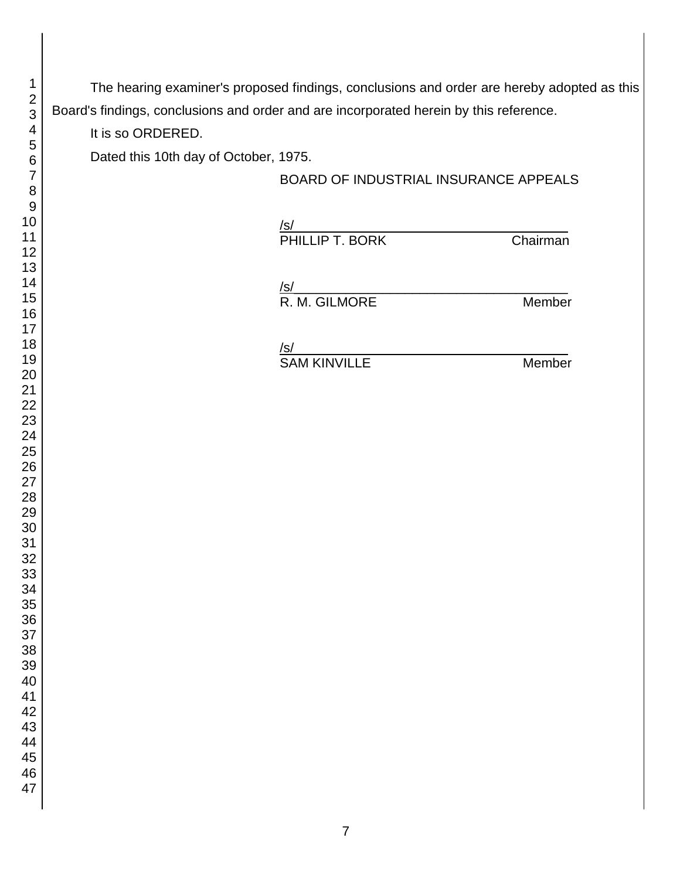The hearing examiner's proposed findings, conclusions and order are hereby adopted as this Board's findings, conclusions and order and are incorporated herein by this reference.

It is so ORDERED.

Dated this 10th day of October, 1975.

BOARD OF INDUSTRIAL INSURANCE APPEALS

/s/
PHILLIP T. BORK Chairman

/s/
R. M. GILMORE Member

/s/
SAM KINVILLE Member